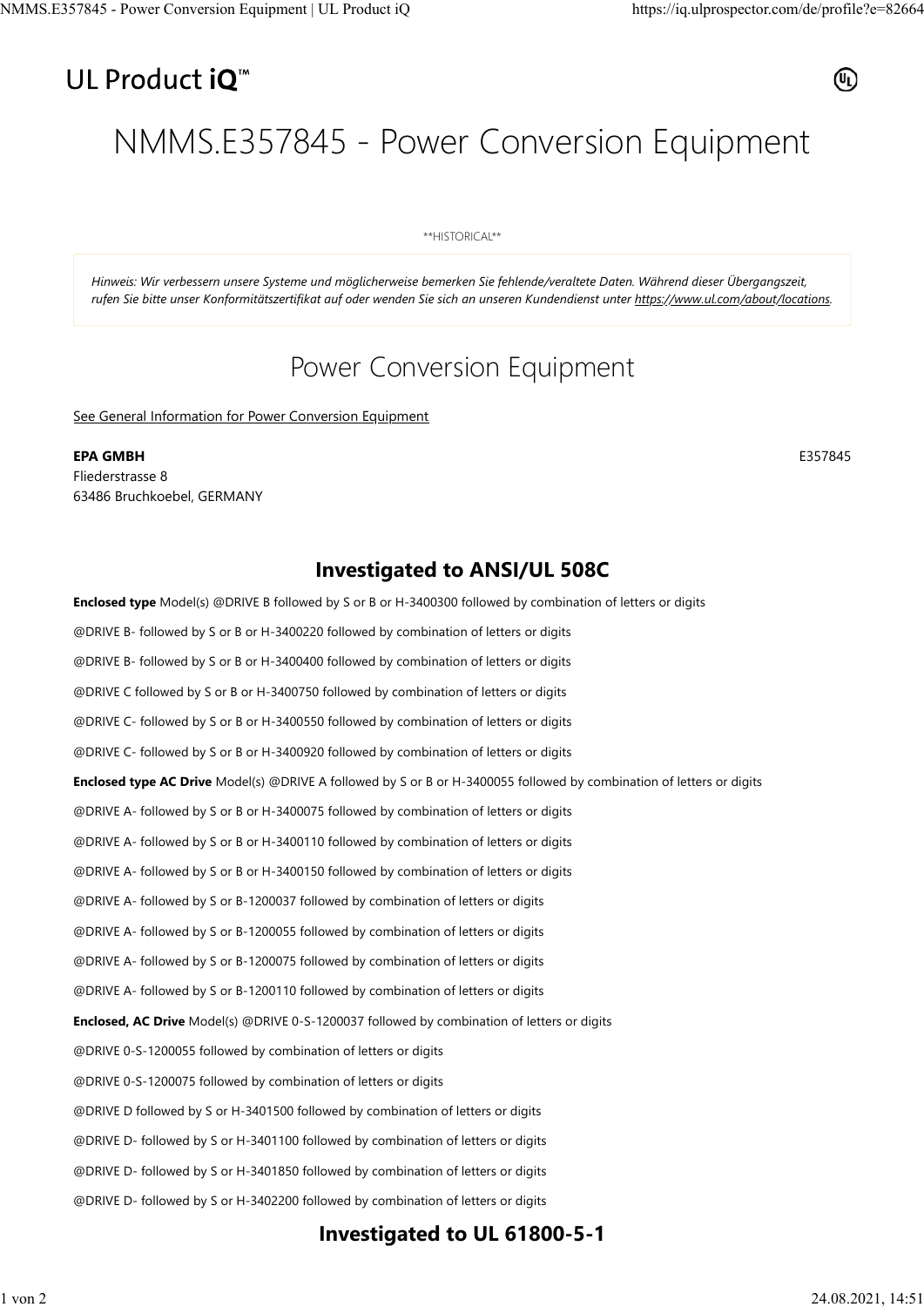UL Product iQ™

# NMMS.E357845 - Power Conversion Equipment

**HISTORICAL**

*Hinweis: Wir verbessern unsere Systeme und möglicherweise bemerken Sie fehlende/veraltete Daten. Während dieser Übergangszeit, rufen Sie bitte unser Konformitätszertifikat auf oder wenden Sie sich an unseren Kundendienst unter https://www.ul.com/about/locations.*

## Power Conversion Equipment

See General Information for Power Conversion Equipment

**EPA GMBH** E357845
Fliederstrasse 8
63486 Bruchkoebel, GERMANY

### Investigated to ANSI/UL 508C

**Enclosed type** Model(s) @DRIVE B followed by S or B or H-3400300 followed by combination of letters or digits

@DRIVE B- followed by S or B or H-3400220 followed by combination of letters or digits

@DRIVE B- followed by S or B or H-3400400 followed by combination of letters or digits

@DRIVE C followed by S or B or H-3400750 followed by combination of letters or digits

@DRIVE C- followed by S or B or H-3400550 followed by combination of letters or digits

@DRIVE C- followed by S or B or H-3400920 followed by combination of letters or digits

**Enclosed type AC Drive** Model(s) @DRIVE A followed by S or B or H-3400055 followed by combination of letters or digits

@DRIVE A- followed by S or B or H-3400075 followed by combination of letters or digits

@DRIVE A- followed by S or B or H-3400110 followed by combination of letters or digits

@DRIVE A- followed by S or B or H-3400150 followed by combination of letters or digits

@DRIVE A- followed by S or B-1200037 followed by combination of letters or digits

@DRIVE A- followed by S or B-1200055 followed by combination of letters or digits

@DRIVE A- followed by S or B-1200075 followed by combination of letters or digits

@DRIVE A- followed by S or B-1200110 followed by combination of letters or digits

**Enclosed, AC Drive** Model(s) @DRIVE 0-S-1200037 followed by combination of letters or digits

@DRIVE 0-S-1200055 followed by combination of letters or digits

@DRIVE 0-S-1200075 followed by combination of letters or digits

@DRIVE D followed by S or H-3401500 followed by combination of letters or digits

@DRIVE D- followed by S or H-3401100 followed by combination of letters or digits

@DRIVE D- followed by S or H-3401850 followed by combination of letters or digits

@DRIVE D- followed by S or H-3402200 followed by combination of letters or digits

### Investigated to UL 61800-5-1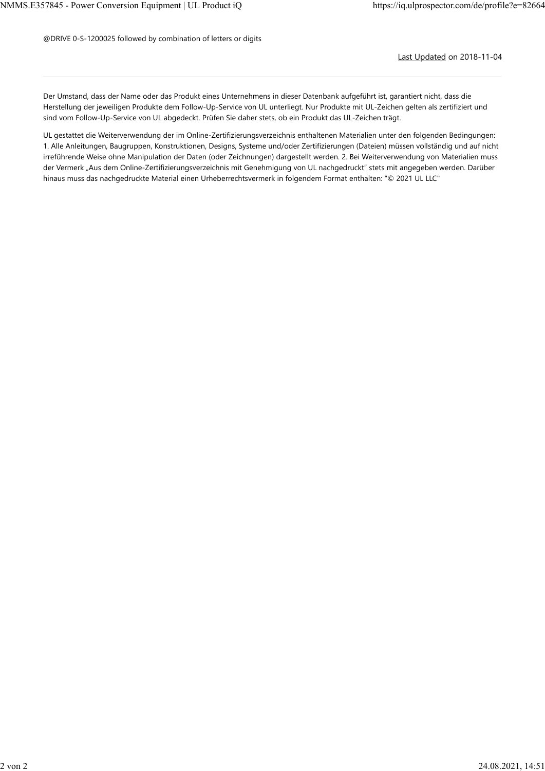@DRIVE 0-S-1200025 followed by combination of letters or digits

Last Updated on 2018-11-04

---

Der Umstand, dass der Name oder das Produkt eines Unternehmens in dieser Datenbank aufgeführt ist, garantiert nicht, dass die Herstellung der jeweiligen Produkte dem Follow-Up-Service von UL unterliegt. Nur Produkte mit UL-Zeichen gelten als zertifiziert und sind vom Follow-Up-Service von UL abgedeckt. Prüfen Sie daher stets, ob ein Produkt das UL-Zeichen trägt.

UL gestattet die Weiterverwendung der im Online-Zertifizierungsverzeichnis enthaltenen Materialien unter den folgenden Bedingungen: 1. Alle Anleitungen, Baugruppen, Konstruktionen, Designs, Systeme und/oder Zertifizierungen (Dateien) müssen vollständig und auf nicht irreführende Weise ohne Manipulation der Daten (oder Zeichnungen) dargestellt werden. 2. Bei Weiterverwendung von Materialien muss der Vermerk „Aus dem Online-Zertifizierungsverzeichnis mit Genehmigung von UL nachgedruckt" stets mit angegeben werden. Darüber hinaus muss das nachgedruckte Material einen Urheberrechtsvermerk in folgendem Format enthalten: "© 2021 UL LLC"